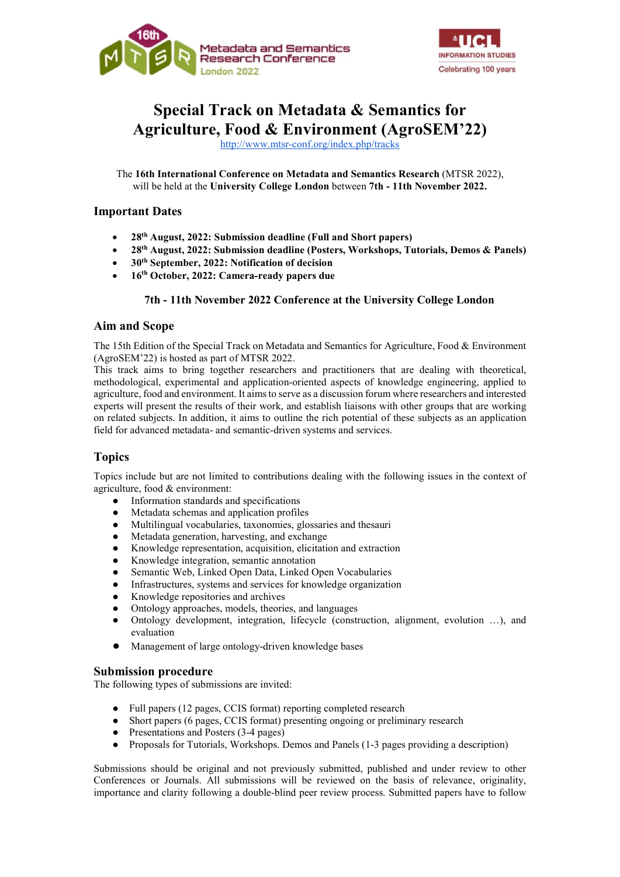# Special Track on Metadata & Semantics for Agriculture, Food & Environment (AgroSEM'22)

http://www.mtsr-conf.org/index.php/tracks

The **16th International Conference on Metadata and Semantics Research** (MTSR 2022), will be held at the **University College London** between **7th - 11th November 2022.**

## Important Dates

- **28th August, 2022: Submission deadline (Full and Short papers)**
- **28th August, 2022: Submission deadline (Posters, Workshops, Tutorials, Demos & Panels)**
- **30th September, 2022: Notification of decision**
- **16th October, 2022: Camera-ready papers due**

**7th - 11th November 2022 Conference at the University College London**

## Aim and Scope

The 15th Edition of the Special Track on Metadata and Semantics for Agriculture, Food & Environment (AgroSEM'22) is hosted as part of MTSR 2022.
This track aims to bring together researchers and practitioners that are dealing with theoretical, methodological, experimental and application-oriented aspects of knowledge engineering, applied to agriculture, food and environment. It aims to serve as a discussion forum where researchers and interested experts will present the results of their work, and establish liaisons with other groups that are working on related subjects. In addition, it aims to outline the rich potential of these subjects as an application field for advanced metadata- and semantic-driven systems and services.

## Topics

Topics include but are not limited to contributions dealing with the following issues in the context of agriculture, food & environment:

- Information standards and specifications
- Metadata schemas and application profiles
- Multilingual vocabularies, taxonomies, glossaries and thesauri
- Metadata generation, harvesting, and exchange
- Knowledge representation, acquisition, elicitation and extraction
- Knowledge integration, semantic annotation
- Semantic Web, Linked Open Data, Linked Open Vocabularies
- Infrastructures, systems and services for knowledge organization
- Knowledge repositories and archives
- Ontology approaches, models, theories, and languages
- Ontology development, integration, lifecycle (construction, alignment, evolution …), and evaluation
- Management of large ontology-driven knowledge bases

## Submission procedure

The following types of submissions are invited:

- Full papers (12 pages, CCIS format) reporting completed research
- Short papers (6 pages, CCIS format) presenting ongoing or preliminary research
- Presentations and Posters (3-4 pages)
- Proposals for Tutorials, Workshops. Demos and Panels (1-3 pages providing a description)

Submissions should be original and not previously submitted, published and under review to other Conferences or Journals. All submissions will be reviewed on the basis of relevance, originality, importance and clarity following a double-blind peer review process. Submitted papers have to follow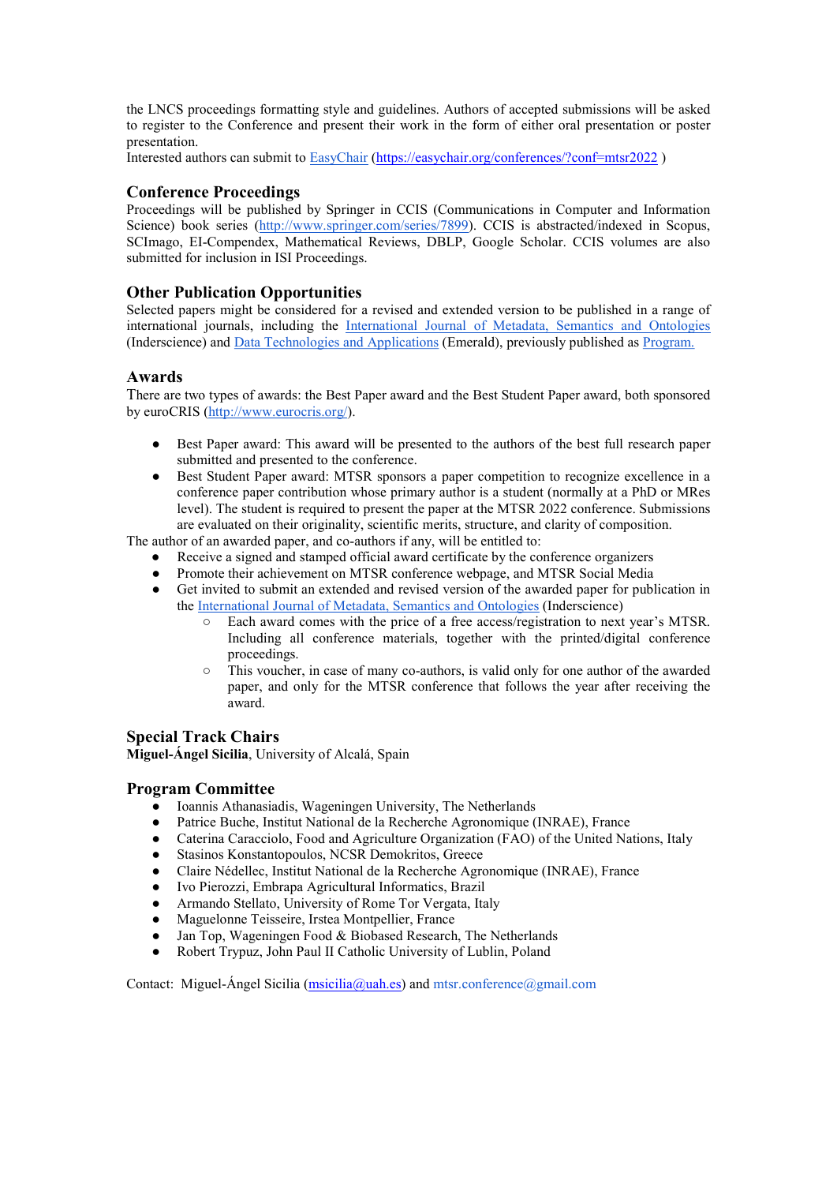the LNCS proceedings formatting style and guidelines. Authors of accepted submissions will be asked to register to the Conference and present their work in the form of either oral presentation or poster presentation.
Interested authors can submit to EasyChair (https://easychair.org/conferences/?conf=mtsr2022 )

## Conference Proceedings

Proceedings will be published by Springer in CCIS (Communications in Computer and Information Science) book series (http://www.springer.com/series/7899). CCIS is abstracted/indexed in Scopus, SCImago, EI-Compendex, Mathematical Reviews, DBLP, Google Scholar. CCIS volumes are also submitted for inclusion in ISI Proceedings.

## Other Publication Opportunities

Selected papers might be considered for a revised and extended version to be published in a range of international journals, including the International Journal of Metadata, Semantics and Ontologies (Inderscience) and Data Technologies and Applications (Emerald), previously published as Program.

## Awards

There are two types of awards: the Best Paper award and the Best Student Paper award, both sponsored by euroCRIS (http://www.eurocris.org/).

- Best Paper award: This award will be presented to the authors of the best full research paper submitted and presented to the conference.
- Best Student Paper award: MTSR sponsors a paper competition to recognize excellence in a conference paper contribution whose primary author is a student (normally at a PhD or MRes level). The student is required to present the paper at the MTSR 2022 conference. Submissions are evaluated on their originality, scientific merits, structure, and clarity of composition.

The author of an awarded paper, and co-authors if any, will be entitled to:

- Receive a signed and stamped official award certificate by the conference organizers
- Promote their achievement on MTSR conference webpage, and MTSR Social Media
- Get invited to submit an extended and revised version of the awarded paper for publication in the International Journal of Metadata, Semantics and Ontologies (Inderscience)
    - Each award comes with the price of a free access/registration to next year's MTSR. Including all conference materials, together with the printed/digital conference proceedings.
    - This voucher, in case of many co-authors, is valid only for one author of the awarded paper, and only for the MTSR conference that follows the year after receiving the award.

## Special Track Chairs

**Miguel-Ángel Sicilia**, University of Alcalá, Spain

## Program Committee

- Ioannis Athanasiadis, Wageningen University, The Netherlands
- Patrice Buche, Institut National de la Recherche Agronomique (INRAE), France
- Caterina Caracciolo, Food and Agriculture Organization (FAO) of the United Nations, Italy
- Stasinos Konstantopoulos, NCSR Demokritos, Greece
- Claire Nédellec, Institut National de la Recherche Agronomique (INRAE), France
- Ivo Pierozzi, Embrapa Agricultural Informatics, Brazil
- Armando Stellato, University of Rome Tor Vergata, Italy
- Maguelonne Teisseire, Irstea Montpellier, France
- Jan Top, Wageningen Food & Biobased Research, The Netherlands
- Robert Trypuz, John Paul II Catholic University of Lublin, Poland

Contact: Miguel-Ángel Sicilia (msicilia@uah.es) and mtsr.conference@gmail.com